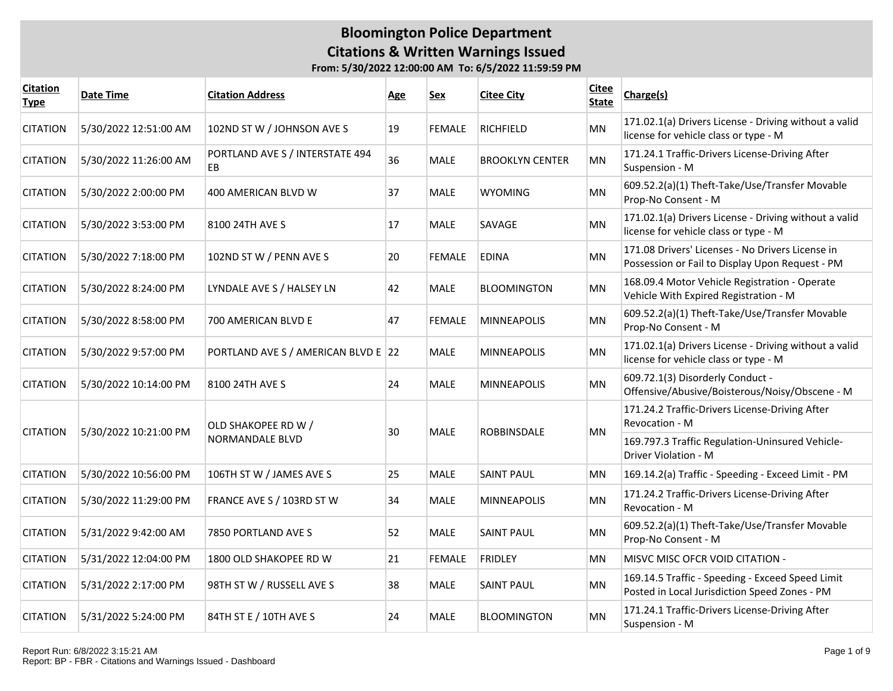# Bloomington Police Department
## Citations & Written Warnings Issued
**From: 5/30/2022 12:00:00 AM To: 6/5/2022 11:59:59 PM**

| Citation Type | Date Time | Citation Address | Age | Sex | Citee City | Citee State | Charge(s) |
|---|---|---|---|---|---|---|---|
| CITATION | 5/30/2022 12:51:00 AM | 102ND ST W / JOHNSON AVE S | 19 | FEMALE | RICHFIELD | MN | 171.02.1(a) Drivers License - Driving without a valid license for vehicle class or type - M |
| CITATION | 5/30/2022 11:26:00 AM | PORTLAND AVE S / INTERSTATE 494 EB | 36 | MALE | BROOKLYN CENTER | MN | 171.24.1 Traffic-Drivers License-Driving After Suspension - M |
| CITATION | 5/30/2022 2:00:00 PM | 400 AMERICAN BLVD W | 37 | MALE | WYOMING | MN | 609.52.2(a)(1) Theft-Take/Use/Transfer Movable Prop-No Consent - M |
| CITATION | 5/30/2022 3:53:00 PM | 8100 24TH AVE S | 17 | MALE | SAVAGE | MN | 171.02.1(a) Drivers License - Driving without a valid license for vehicle class or type - M |
| CITATION | 5/30/2022 7:18:00 PM | 102ND ST W / PENN AVE S | 20 | FEMALE | EDINA | MN | 171.08 Drivers' Licenses - No Drivers License in Possession or Fail to Display Upon Request - PM |
| CITATION | 5/30/2022 8:24:00 PM | LYNDALE AVE S / HALSEY LN | 42 | MALE | BLOOMINGTON | MN | 168.09.4 Motor Vehicle Registration - Operate Vehicle With Expired Registration - M |
| CITATION | 5/30/2022 8:58:00 PM | 700 AMERICAN BLVD E | 47 | FEMALE | MINNEAPOLIS | MN | 609.52.2(a)(1) Theft-Take/Use/Transfer Movable Prop-No Consent - M |
| CITATION | 5/30/2022 9:57:00 PM | PORTLAND AVE S / AMERICAN BLVD E | 22 | MALE | MINNEAPOLIS | MN | 171.02.1(a) Drivers License - Driving without a valid license for vehicle class or type - M |
| CITATION | 5/30/2022 10:14:00 PM | 8100 24TH AVE S | 24 | MALE | MINNEAPOLIS | MN | 609.72.1(3) Disorderly Conduct - Offensive/Abusive/Boisterous/Noisy/Obscene - M |
| CITATION | 5/30/2022 10:21:00 PM | OLD SHAKOPEE RD W / NORMANDALE BLVD | 30 | MALE | ROBBINSDALE | MN | 171.24.2 Traffic-Drivers License-Driving After Revocation - M |
| | | | | | | | 169.797.3 Traffic Regulation-Uninsured Vehicle-Driver Violation - M |
| CITATION | 5/30/2022 10:56:00 PM | 106TH ST W / JAMES AVE S | 25 | MALE | SAINT PAUL | MN | 169.14.2(a) Traffic - Speeding - Exceed Limit - PM |
| CITATION | 5/30/2022 11:29:00 PM | FRANCE AVE S / 103RD ST W | 34 | MALE | MINNEAPOLIS | MN | 171.24.2 Traffic-Drivers License-Driving After Revocation - M |
| CITATION | 5/31/2022 9:42:00 AM | 7850 PORTLAND AVE S | 52 | MALE | SAINT PAUL | MN | 609.52.2(a)(1) Theft-Take/Use/Transfer Movable Prop-No Consent - M |
| CITATION | 5/31/2022 12:04:00 PM | 1800 OLD SHAKOPEE RD W | 21 | FEMALE | FRIDLEY | MN | MISVC MISC OFCR VOID CITATION - |
| CITATION | 5/31/2022 2:17:00 PM | 98TH ST W / RUSSELL AVE S | 38 | MALE | SAINT PAUL | MN | 169.14.5 Traffic - Speeding - Exceed Speed Limit Posted in Local Jurisdiction Speed Zones - PM |
| CITATION | 5/31/2022 5:24:00 PM | 84TH ST E / 10TH AVE S | 24 | MALE | BLOOMINGTON | MN | 171.24.1 Traffic-Drivers License-Driving After Suspension - M |

Report Run: 6/8/2022 3:15:21 AM
Report: BP - FBR - Citations and Warnings Issued - Dashboard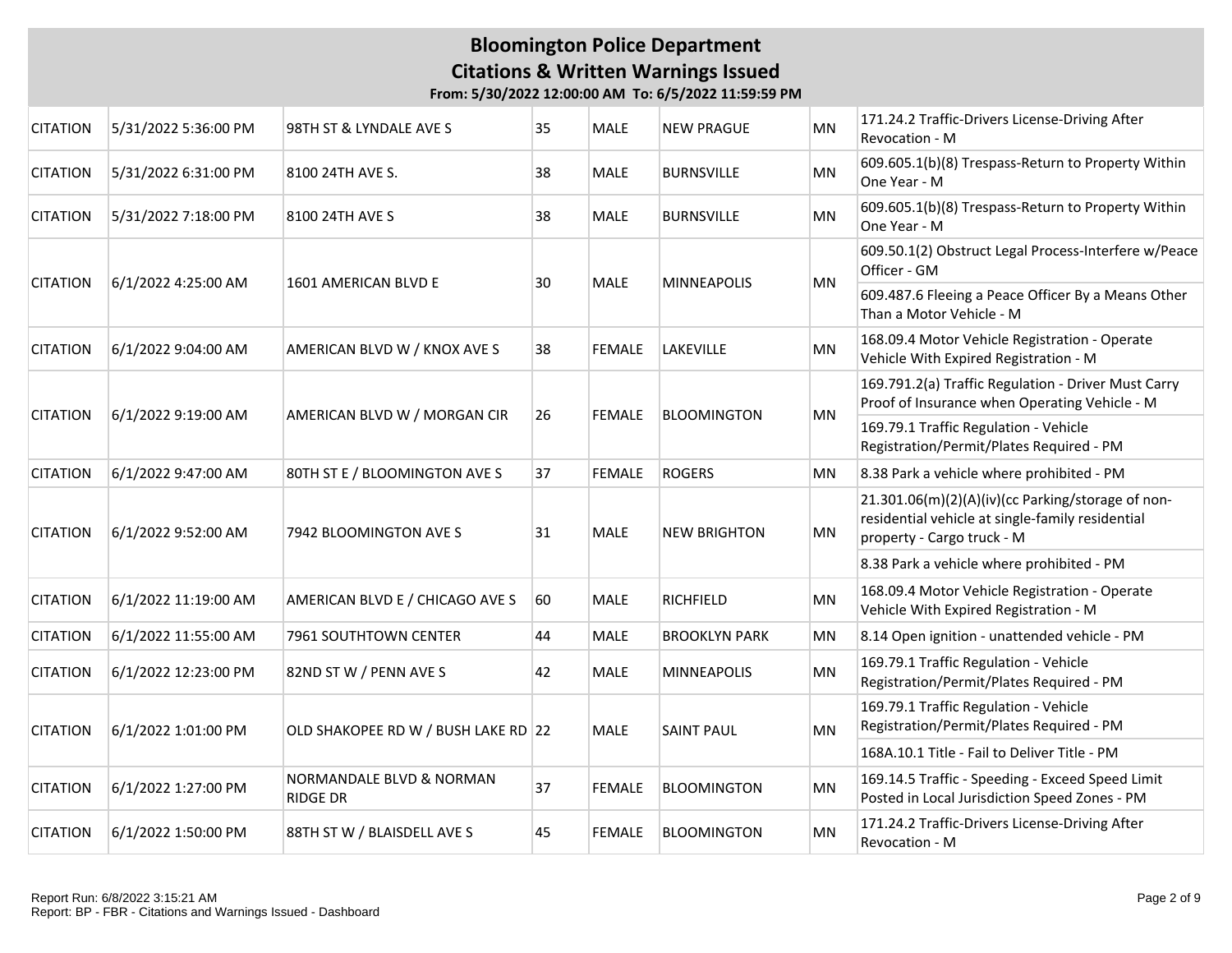# Bloomington Police Department

## Citations & Written Warnings Issued

**From: 5/30/2022 12:00:00 AM To: 6/5/2022 11:59:59 PM**

| | | | | | | | |
|---|---|---|---|---|---|---|---|
| CITATION | 5/31/2022 5:36:00 PM | 98TH ST & LYNDALE AVE S | 35 | MALE | NEW PRAGUE | MN | 171.24.2 Traffic-Drivers License-Driving After Revocation - M |
| CITATION | 5/31/2022 6:31:00 PM | 8100 24TH AVE S. | 38 | MALE | BURNSVILLE | MN | 609.605.1(b)(8) Trespass-Return to Property Within One Year - M |
| CITATION | 5/31/2022 7:18:00 PM | 8100 24TH AVE S | 38 | MALE | BURNSVILLE | MN | 609.605.1(b)(8) Trespass-Return to Property Within One Year - M |
| CITATION | 6/1/2022 4:25:00 AM | 1601 AMERICAN BLVD E | 30 | MALE | MINNEAPOLIS | MN | 609.50.1(2) Obstruct Legal Process-Interfere w/Peace Officer - GM |
| | | | | | | | 609.487.6 Fleeing a Peace Officer By a Means Other Than a Motor Vehicle - M |
| CITATION | 6/1/2022 9:04:00 AM | AMERICAN BLVD W / KNOX AVE S | 38 | FEMALE | LAKEVILLE | MN | 168.09.4 Motor Vehicle Registration - Operate Vehicle With Expired Registration - M |
| CITATION | 6/1/2022 9:19:00 AM | AMERICAN BLVD W / MORGAN CIR | 26 | FEMALE | BLOOMINGTON | MN | 169.791.2(a) Traffic Regulation - Driver Must Carry Proof of Insurance when Operating Vehicle - M |
| | | | | | | | 169.79.1 Traffic Regulation - Vehicle Registration/Permit/Plates Required - PM |
| CITATION | 6/1/2022 9:47:00 AM | 80TH ST E / BLOOMINGTON AVE S | 37 | FEMALE | ROGERS | MN | 8.38 Park a vehicle where prohibited - PM |
| CITATION | 6/1/2022 9:52:00 AM | 7942 BLOOMINGTON AVE S | 31 | MALE | NEW BRIGHTON | MN | 21.301.06(m)(2)(A)(iv)(cc Parking/storage of non-residential vehicle at single-family residential property - Cargo truck - M |
| | | | | | | | 8.38 Park a vehicle where prohibited - PM |
| CITATION | 6/1/2022 11:19:00 AM | AMERICAN BLVD E / CHICAGO AVE S | 60 | MALE | RICHFIELD | MN | 168.09.4 Motor Vehicle Registration - Operate Vehicle With Expired Registration - M |
| CITATION | 6/1/2022 11:55:00 AM | 7961 SOUTHTOWN CENTER | 44 | MALE | BROOKLYN PARK | MN | 8.14 Open ignition - unattended vehicle - PM |
| CITATION | 6/1/2022 12:23:00 PM | 82ND ST W / PENN AVE S | 42 | MALE | MINNEAPOLIS | MN | 169.79.1 Traffic Regulation - Vehicle Registration/Permit/Plates Required - PM |
| CITATION | 6/1/2022 1:01:00 PM | OLD SHAKOPEE RD W / BUSH LAKE RD | 22 | MALE | SAINT PAUL | MN | 169.79.1 Traffic Regulation - Vehicle Registration/Permit/Plates Required - PM |
| | | | | | | | 168A.10.1 Title - Fail to Deliver Title - PM |
| CITATION | 6/1/2022 1:27:00 PM | NORMANDALE BLVD & NORMAN RIDGE DR | 37 | FEMALE | BLOOMINGTON | MN | 169.14.5 Traffic - Speeding - Exceed Speed Limit Posted in Local Jurisdiction Speed Zones - PM |
| CITATION | 6/1/2022 1:50:00 PM | 88TH ST W / BLAISDELL AVE S | 45 | FEMALE | BLOOMINGTON | MN | 171.24.2 Traffic-Drivers License-Driving After Revocation - M |

Report Run: 6/8/2022 3:15:21 AM
Report: BP - FBR - Citations and Warnings Issued - Dashboard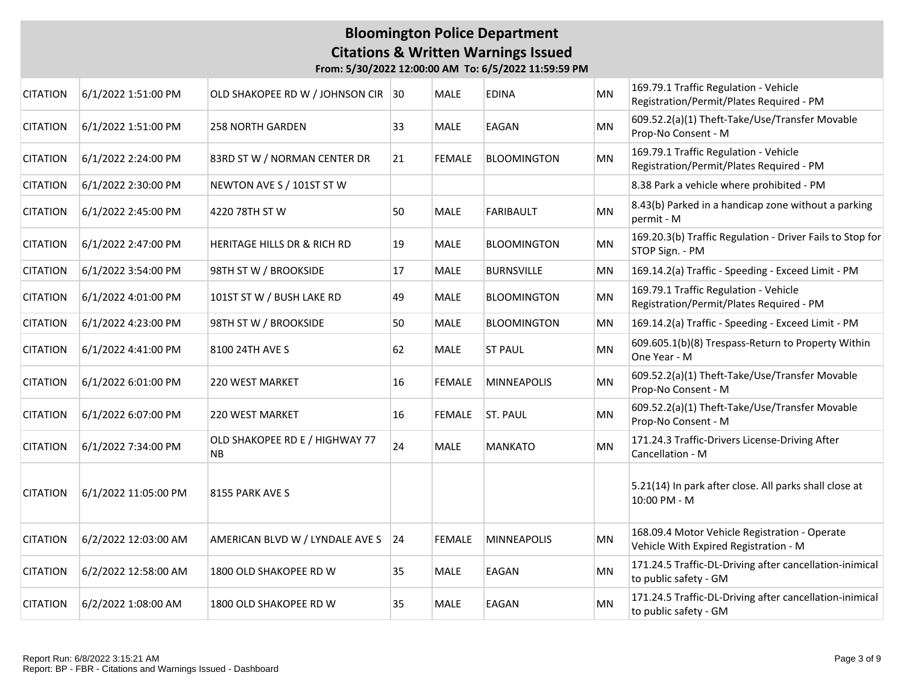# Bloomington Police Department

## Citations & Written Warnings Issued

**From: 5/30/2022 12:00:00 AM To: 6/5/2022 11:59:59 PM**

| | | | | | | | |
|---|---|---|---|---|---|---|---|
| CITATION | 6/1/2022 1:51:00 PM | OLD SHAKOPEE RD W / JOHNSON CIR | 30 | MALE | EDINA | MN | 169.79.1 Traffic Regulation - Vehicle Registration/Permit/Plates Required - PM |
| CITATION | 6/1/2022 1:51:00 PM | 258 NORTH GARDEN | 33 | MALE | EAGAN | MN | 609.52.2(a)(1) Theft-Take/Use/Transfer Movable Prop-No Consent - M |
| CITATION | 6/1/2022 2:24:00 PM | 83RD ST W / NORMAN CENTER DR | 21 | FEMALE | BLOOMINGTON | MN | 169.79.1 Traffic Regulation - Vehicle Registration/Permit/Plates Required - PM |
| CITATION | 6/1/2022 2:30:00 PM | NEWTON AVE S / 101ST ST W | | | | | 8.38 Park a vehicle where prohibited - PM |
| CITATION | 6/1/2022 2:45:00 PM | 4220 78TH ST W | 50 | MALE | FARIBAULT | MN | 8.43(b) Parked in a handicap zone without a parking permit - M |
| CITATION | 6/1/2022 2:47:00 PM | HERITAGE HILLS DR & RICH RD | 19 | MALE | BLOOMINGTON | MN | 169.20.3(b) Traffic Regulation - Driver Fails to Stop for STOP Sign. - PM |
| CITATION | 6/1/2022 3:54:00 PM | 98TH ST W / BROOKSIDE | 17 | MALE | BURNSVILLE | MN | 169.14.2(a) Traffic - Speeding - Exceed Limit - PM |
| CITATION | 6/1/2022 4:01:00 PM | 101ST ST W / BUSH LAKE RD | 49 | MALE | BLOOMINGTON | MN | 169.79.1 Traffic Regulation - Vehicle Registration/Permit/Plates Required - PM |
| CITATION | 6/1/2022 4:23:00 PM | 98TH ST W / BROOKSIDE | 50 | MALE | BLOOMINGTON | MN | 169.14.2(a) Traffic - Speeding - Exceed Limit - PM |
| CITATION | 6/1/2022 4:41:00 PM | 8100 24TH AVE S | 62 | MALE | ST PAUL | MN | 609.605.1(b)(8) Trespass-Return to Property Within One Year - M |
| CITATION | 6/1/2022 6:01:00 PM | 220 WEST MARKET | 16 | FEMALE | MINNEAPOLIS | MN | 609.52.2(a)(1) Theft-Take/Use/Transfer Movable Prop-No Consent - M |
| CITATION | 6/1/2022 6:07:00 PM | 220 WEST MARKET | 16 | FEMALE | ST. PAUL | MN | 609.52.2(a)(1) Theft-Take/Use/Transfer Movable Prop-No Consent - M |
| CITATION | 6/1/2022 7:34:00 PM | OLD SHAKOPEE RD E / HIGHWAY 77 NB | 24 | MALE | MANKATO | MN | 171.24.3 Traffic-Drivers License-Driving After Cancellation - M |
| CITATION | 6/1/2022 11:05:00 PM | 8155 PARK AVE S | | | | | 5.21(14) In park after close. All parks shall close at 10:00 PM - M |
| CITATION | 6/2/2022 12:03:00 AM | AMERICAN BLVD W / LYNDALE AVE S | 24 | FEMALE | MINNEAPOLIS | MN | 168.09.4 Motor Vehicle Registration - Operate Vehicle With Expired Registration - M |
| CITATION | 6/2/2022 12:58:00 AM | 1800 OLD SHAKOPEE RD W | 35 | MALE | EAGAN | MN | 171.24.5 Traffic-DL-Driving after cancellation-inimical to public safety - GM |
| CITATION | 6/2/2022 1:08:00 AM | 1800 OLD SHAKOPEE RD W | 35 | MALE | EAGAN | MN | 171.24.5 Traffic-DL-Driving after cancellation-inimical to public safety - GM |

Report Run: 6/8/2022 3:15:21 AM
Report: BP - FBR - Citations and Warnings Issued - Dashboard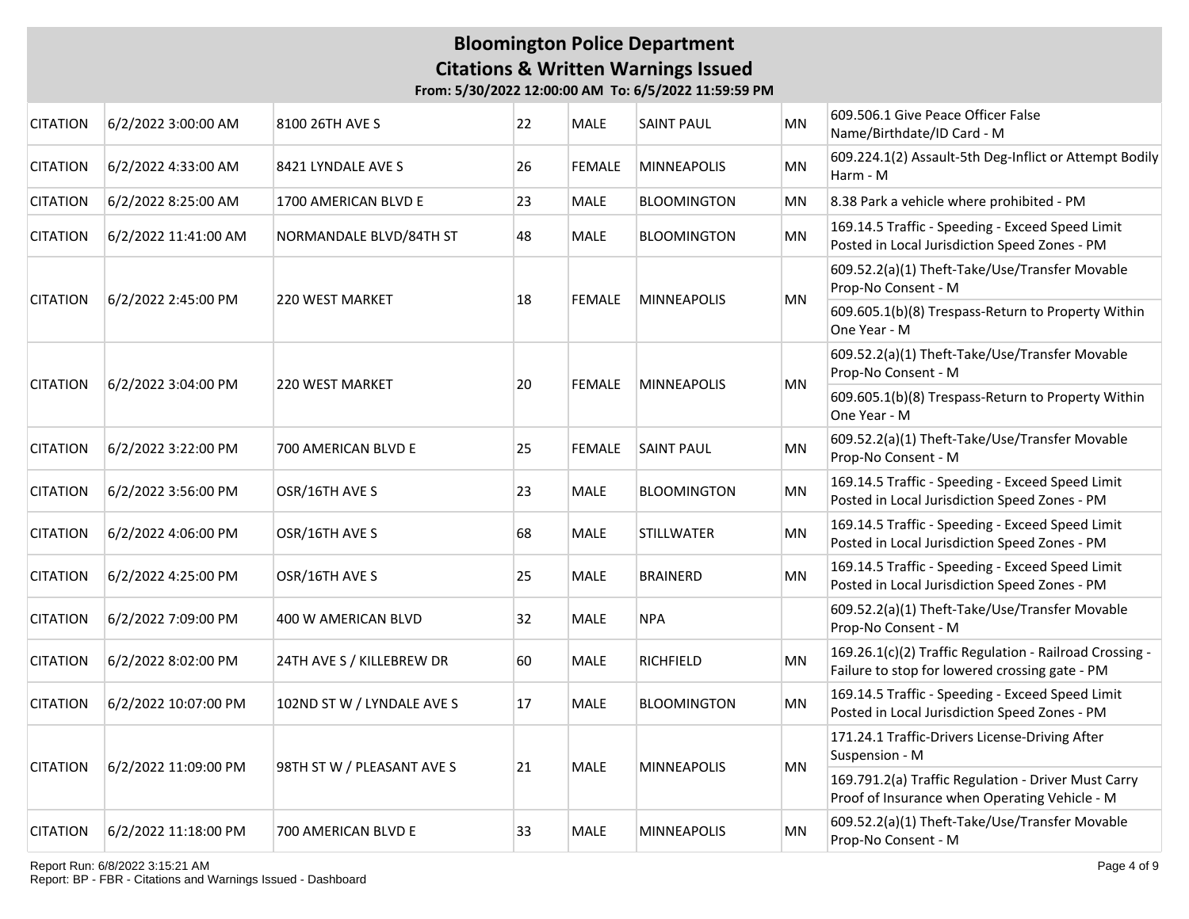# Bloomington Police Department

## Citations & Written Warnings Issued

**From: 5/30/2022 12:00:00 AM To: 6/5/2022 11:59:59 PM**

| | | | | | | | |
|---|---|---|---|---|---|---|---|
| CITATION | 6/2/2022 3:00:00 AM | 8100 26TH AVE S | 22 | MALE | SAINT PAUL | MN | 609.506.1 Give Peace Officer False Name/Birthdate/ID Card - M |
| CITATION | 6/2/2022 4:33:00 AM | 8421 LYNDALE AVE S | 26 | FEMALE | MINNEAPOLIS | MN | 609.224.1(2) Assault-5th Deg-Inflict or Attempt Bodily Harm - M |
| CITATION | 6/2/2022 8:25:00 AM | 1700 AMERICAN BLVD E | 23 | MALE | BLOOMINGTON | MN | 8.38 Park a vehicle where prohibited - PM |
| CITATION | 6/2/2022 11:41:00 AM | NORMANDALE BLVD/84TH ST | 48 | MALE | BLOOMINGTON | MN | 169.14.5 Traffic - Speeding - Exceed Speed Limit Posted in Local Jurisdiction Speed Zones - PM |
| CITATION | 6/2/2022 2:45:00 PM | 220 WEST MARKET | 18 | FEMALE | MINNEAPOLIS | MN | 609.52.2(a)(1) Theft-Take/Use/Transfer Movable Prop-No Consent - M |
| | | | | | | | 609.605.1(b)(8) Trespass-Return to Property Within One Year - M |
| CITATION | 6/2/2022 3:04:00 PM | 220 WEST MARKET | 20 | FEMALE | MINNEAPOLIS | MN | 609.52.2(a)(1) Theft-Take/Use/Transfer Movable Prop-No Consent - M |
| | | | | | | | 609.605.1(b)(8) Trespass-Return to Property Within One Year - M |
| CITATION | 6/2/2022 3:22:00 PM | 700 AMERICAN BLVD E | 25 | FEMALE | SAINT PAUL | MN | 609.52.2(a)(1) Theft-Take/Use/Transfer Movable Prop-No Consent - M |
| CITATION | 6/2/2022 3:56:00 PM | OSR/16TH AVE S | 23 | MALE | BLOOMINGTON | MN | 169.14.5 Traffic - Speeding - Exceed Speed Limit Posted in Local Jurisdiction Speed Zones - PM |
| CITATION | 6/2/2022 4:06:00 PM | OSR/16TH AVE S | 68 | MALE | STILLWATER | MN | 169.14.5 Traffic - Speeding - Exceed Speed Limit Posted in Local Jurisdiction Speed Zones - PM |
| CITATION | 6/2/2022 4:25:00 PM | OSR/16TH AVE S | 25 | MALE | BRAINERD | MN | 169.14.5 Traffic - Speeding - Exceed Speed Limit Posted in Local Jurisdiction Speed Zones - PM |
| CITATION | 6/2/2022 7:09:00 PM | 400 W AMERICAN BLVD | 32 | MALE | NPA | | 609.52.2(a)(1) Theft-Take/Use/Transfer Movable Prop-No Consent - M |
| CITATION | 6/2/2022 8:02:00 PM | 24TH AVE S / KILLEBREW DR | 60 | MALE | RICHFIELD | MN | 169.26.1(c)(2) Traffic Regulation - Railroad Crossing - Failure to stop for lowered crossing gate - PM |
| CITATION | 6/2/2022 10:07:00 PM | 102ND ST W / LYNDALE AVE S | 17 | MALE | BLOOMINGTON | MN | 169.14.5 Traffic - Speeding - Exceed Speed Limit Posted in Local Jurisdiction Speed Zones - PM |
| CITATION | 6/2/2022 11:09:00 PM | 98TH ST W / PLEASANT AVE S | 21 | MALE | MINNEAPOLIS | MN | 171.24.1 Traffic-Drivers License-Driving After Suspension - M |
| | | | | | | | 169.791.2(a) Traffic Regulation - Driver Must Carry Proof of Insurance when Operating Vehicle - M |
| CITATION | 6/2/2022 11:18:00 PM | 700 AMERICAN BLVD E | 33 | MALE | MINNEAPOLIS | MN | 609.52.2(a)(1) Theft-Take/Use/Transfer Movable Prop-No Consent - M |

Report Run: 6/8/2022 3:15:21 AM
Report: BP - FBR - Citations and Warnings Issued - Dashboard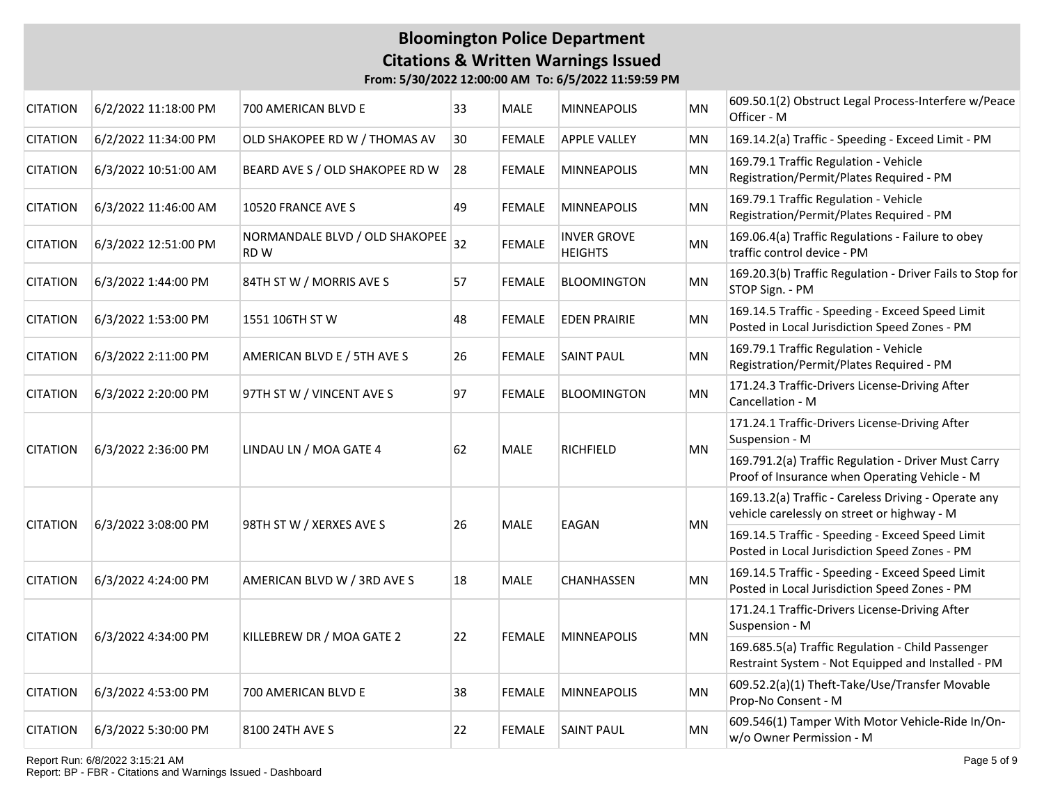# Bloomington Police Department
## Citations & Written Warnings Issued
**From: 5/30/2022 12:00:00 AM To: 6/5/2022 11:59:59 PM**

| | | | | | | | |
|---|---|---|---|---|---|---|---|
| CITATION | 6/2/2022 11:18:00 PM | 700 AMERICAN BLVD E | 33 | MALE | MINNEAPOLIS | MN | 609.50.1(2) Obstruct Legal Process-Interfere w/Peace Officer - M |
| CITATION | 6/2/2022 11:34:00 PM | OLD SHAKOPEE RD W / THOMAS AV | 30 | FEMALE | APPLE VALLEY | MN | 169.14.2(a) Traffic - Speeding - Exceed Limit - PM |
| CITATION | 6/3/2022 10:51:00 AM | BEARD AVE S / OLD SHAKOPEE RD W | 28 | FEMALE | MINNEAPOLIS | MN | 169.79.1 Traffic Regulation - Vehicle Registration/Permit/Plates Required - PM |
| CITATION | 6/3/2022 11:46:00 AM | 10520 FRANCE AVE S | 49 | FEMALE | MINNEAPOLIS | MN | 169.79.1 Traffic Regulation - Vehicle Registration/Permit/Plates Required - PM |
| CITATION | 6/3/2022 12:51:00 PM | NORMANDALE BLVD / OLD SHAKOPEE RD W | 32 | FEMALE | INVER GROVE HEIGHTS | MN | 169.06.4(a) Traffic Regulations - Failure to obey traffic control device - PM |
| CITATION | 6/3/2022 1:44:00 PM | 84TH ST W / MORRIS AVE S | 57 | FEMALE | BLOOMINGTON | MN | 169.20.3(b) Traffic Regulation - Driver Fails to Stop for STOP Sign. - PM |
| CITATION | 6/3/2022 1:53:00 PM | 1551 106TH ST W | 48 | FEMALE | EDEN PRAIRIE | MN | 169.14.5 Traffic - Speeding - Exceed Speed Limit Posted in Local Jurisdiction Speed Zones - PM |
| CITATION | 6/3/2022 2:11:00 PM | AMERICAN BLVD E / 5TH AVE S | 26 | FEMALE | SAINT PAUL | MN | 169.79.1 Traffic Regulation - Vehicle Registration/Permit/Plates Required - PM |
| CITATION | 6/3/2022 2:20:00 PM | 97TH ST W / VINCENT AVE S | 97 | FEMALE | BLOOMINGTON | MN | 171.24.3 Traffic-Drivers License-Driving After Cancellation - M |
| CITATION | 6/3/2022 2:36:00 PM | LINDAU LN / MOA GATE 4 | 62 | MALE | RICHFIELD | MN | 171.24.1 Traffic-Drivers License-Driving After Suspension - M |
| | | | | | | | 169.791.2(a) Traffic Regulation - Driver Must Carry Proof of Insurance when Operating Vehicle - M |
| CITATION | 6/3/2022 3:08:00 PM | 98TH ST W / XERXES AVE S | 26 | MALE | EAGAN | MN | 169.13.2(a) Traffic - Careless Driving - Operate any vehicle carelessly on street or highway - M |
| | | | | | | | 169.14.5 Traffic - Speeding - Exceed Speed Limit Posted in Local Jurisdiction Speed Zones - PM |
| CITATION | 6/3/2022 4:24:00 PM | AMERICAN BLVD W / 3RD AVE S | 18 | MALE | CHANHASSEN | MN | 169.14.5 Traffic - Speeding - Exceed Speed Limit Posted in Local Jurisdiction Speed Zones - PM |
| CITATION | 6/3/2022 4:34:00 PM | KILLEBREW DR / MOA GATE 2 | 22 | FEMALE | MINNEAPOLIS | MN | 171.24.1 Traffic-Drivers License-Driving After Suspension - M |
| | | | | | | | 169.685.5(a) Traffic Regulation - Child Passenger Restraint System - Not Equipped and Installed - PM |
| CITATION | 6/3/2022 4:53:00 PM | 700 AMERICAN BLVD E | 38 | FEMALE | MINNEAPOLIS | MN | 609.52.2(a)(1) Theft-Take/Use/Transfer Movable Prop-No Consent - M |
| CITATION | 6/3/2022 5:30:00 PM | 8100 24TH AVE S | 22 | FEMALE | SAINT PAUL | MN | 609.546(1) Tamper With Motor Vehicle-Ride In/On-w/o Owner Permission - M |

Report Run: 6/8/2022 3:15:21 AM
Report: BP - FBR - Citations and Warnings Issued - Dashboard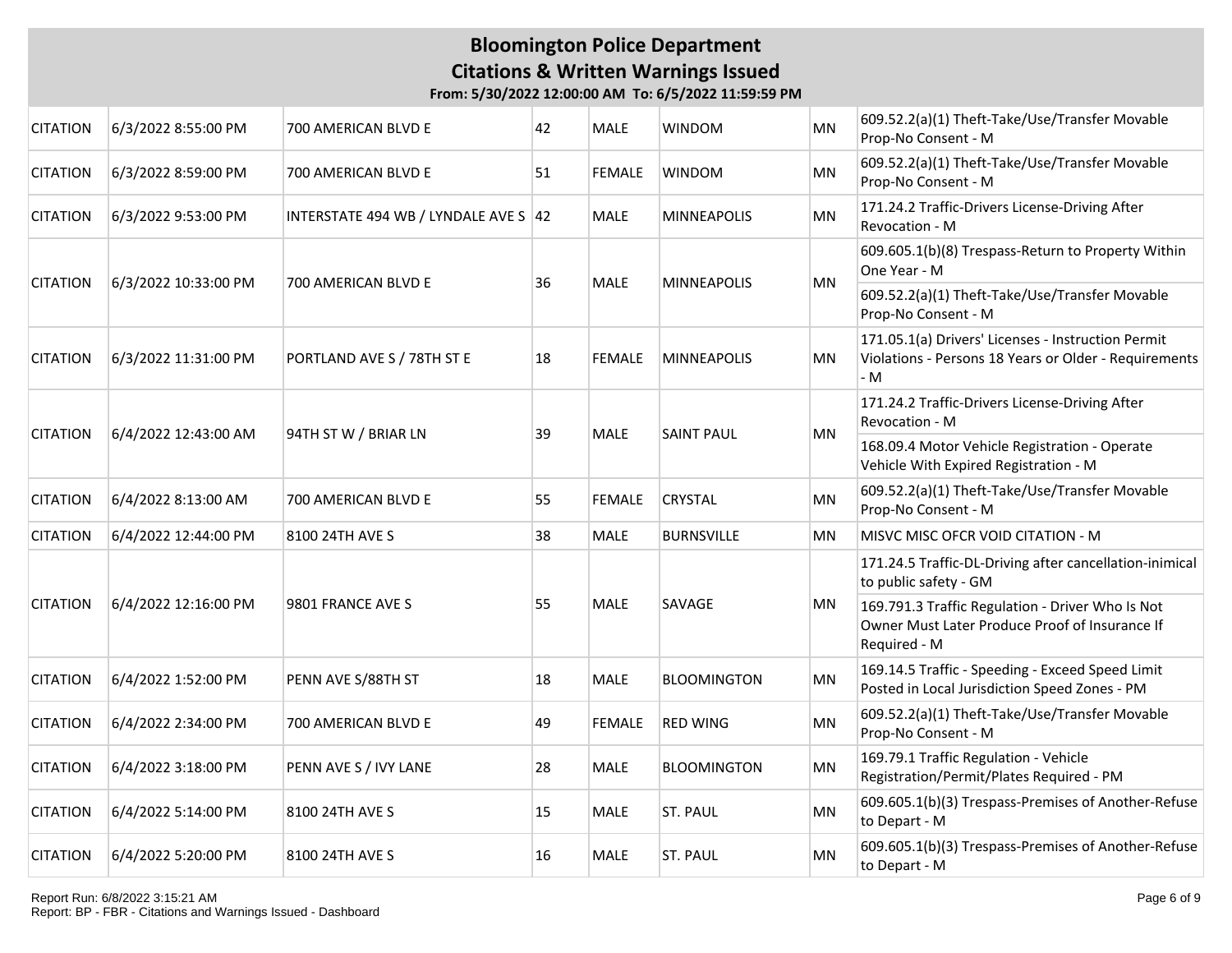# Bloomington Police Department

## Citations & Written Warnings Issued

**From: 5/30/2022 12:00:00 AM To: 6/5/2022 11:59:59 PM**

| | | | | | | | |
|---|---|---|---|---|---|---|---|
| CITATION | 6/3/2022 8:55:00 PM | 700 AMERICAN BLVD E | 42 | MALE | WINDOM | MN | 609.52.2(a)(1) Theft-Take/Use/Transfer Movable Prop-No Consent - M |
| CITATION | 6/3/2022 8:59:00 PM | 700 AMERICAN BLVD E | 51 | FEMALE | WINDOM | MN | 609.52.2(a)(1) Theft-Take/Use/Transfer Movable Prop-No Consent - M |
| CITATION | 6/3/2022 9:53:00 PM | INTERSTATE 494 WB / LYNDALE AVE S | 42 | MALE | MINNEAPOLIS | MN | 171.24.2 Traffic-Drivers License-Driving After Revocation - M |
| CITATION | 6/3/2022 10:33:00 PM | 700 AMERICAN BLVD E | 36 | MALE | MINNEAPOLIS | MN | 609.605.1(b)(8) Trespass-Return to Property Within One Year - M |
| | | | | | | | 609.52.2(a)(1) Theft-Take/Use/Transfer Movable Prop-No Consent - M |
| CITATION | 6/3/2022 11:31:00 PM | PORTLAND AVE S / 78TH ST E | 18 | FEMALE | MINNEAPOLIS | MN | 171.05.1(a) Drivers' Licenses - Instruction Permit Violations - Persons 18 Years or Older - Requirements - M |
| CITATION | 6/4/2022 12:43:00 AM | 94TH ST W / BRIAR LN | 39 | MALE | SAINT PAUL | MN | 171.24.2 Traffic-Drivers License-Driving After Revocation - M |
| | | | | | | | 168.09.4 Motor Vehicle Registration - Operate Vehicle With Expired Registration - M |
| CITATION | 6/4/2022 8:13:00 AM | 700 AMERICAN BLVD E | 55 | FEMALE | CRYSTAL | MN | 609.52.2(a)(1) Theft-Take/Use/Transfer Movable Prop-No Consent - M |
| CITATION | 6/4/2022 12:44:00 PM | 8100 24TH AVE S | 38 | MALE | BURNSVILLE | MN | MISVC MISC OFCR VOID CITATION - M |
| CITATION | 6/4/2022 12:16:00 PM | 9801 FRANCE AVE S | 55 | MALE | SAVAGE | MN | 171.24.5 Traffic-DL-Driving after cancellation-inimical to public safety - GM |
| | | | | | | | 169.791.3 Traffic Regulation - Driver Who Is Not Owner Must Later Produce Proof of Insurance If Required - M |
| CITATION | 6/4/2022 1:52:00 PM | PENN AVE S/88TH ST | 18 | MALE | BLOOMINGTON | MN | 169.14.5 Traffic - Speeding - Exceed Speed Limit Posted in Local Jurisdiction Speed Zones - PM |
| CITATION | 6/4/2022 2:34:00 PM | 700 AMERICAN BLVD E | 49 | FEMALE | RED WING | MN | 609.52.2(a)(1) Theft-Take/Use/Transfer Movable Prop-No Consent - M |
| CITATION | 6/4/2022 3:18:00 PM | PENN AVE S / IVY LANE | 28 | MALE | BLOOMINGTON | MN | 169.79.1 Traffic Regulation - Vehicle Registration/Permit/Plates Required - PM |
| CITATION | 6/4/2022 5:14:00 PM | 8100 24TH AVE S | 15 | MALE | ST. PAUL | MN | 609.605.1(b)(3) Trespass-Premises of Another-Refuse to Depart - M |
| CITATION | 6/4/2022 5:20:00 PM | 8100 24TH AVE S | 16 | MALE | ST. PAUL | MN | 609.605.1(b)(3) Trespass-Premises of Another-Refuse to Depart - M |

Report Run: 6/8/2022 3:15:21 AM
Report: BP - FBR - Citations and Warnings Issued - Dashboard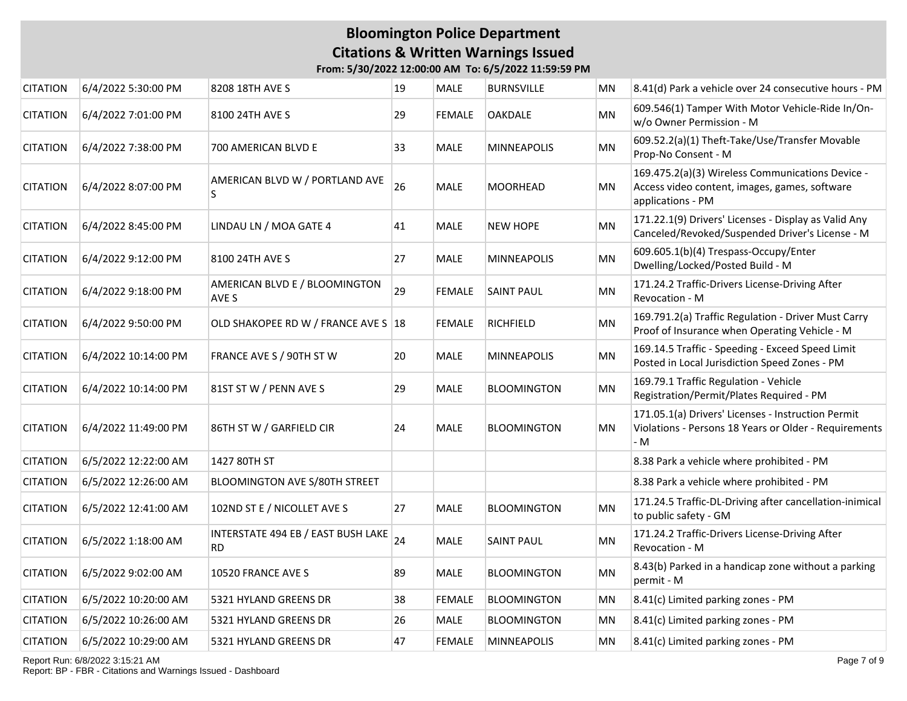# Bloomington Police Department

## Citations & Written Warnings Issued

**From: 5/30/2022 12:00:00 AM To: 6/5/2022 11:59:59 PM**

| | | | | | | | |
|---|---|---|---|---|---|---|---|
| CITATION | 6/4/2022 5:30:00 PM | 8208 18TH AVE S | 19 | MALE | BURNSVILLE | MN | 8.41(d) Park a vehicle over 24 consecutive hours - PM |
| CITATION | 6/4/2022 7:01:00 PM | 8100 24TH AVE S | 29 | FEMALE | OAKDALE | MN | 609.546(1) Tamper With Motor Vehicle-Ride In/On-w/o Owner Permission - M |
| CITATION | 6/4/2022 7:38:00 PM | 700 AMERICAN BLVD E | 33 | MALE | MINNEAPOLIS | MN | 609.52.2(a)(1) Theft-Take/Use/Transfer Movable Prop-No Consent - M |
| CITATION | 6/4/2022 8:07:00 PM | AMERICAN BLVD W / PORTLAND AVE S | 26 | MALE | MOORHEAD | MN | 169.475.2(a)(3) Wireless Communications Device - Access video content, images, games, software applications - PM |
| CITATION | 6/4/2022 8:45:00 PM | LINDAU LN / MOA GATE 4 | 41 | MALE | NEW HOPE | MN | 171.22.1(9) Drivers' Licenses - Display as Valid Any Canceled/Revoked/Suspended Driver's License - M |
| CITATION | 6/4/2022 9:12:00 PM | 8100 24TH AVE S | 27 | MALE | MINNEAPOLIS | MN | 609.605.1(b)(4) Trespass-Occupy/Enter Dwelling/Locked/Posted Build - M |
| CITATION | 6/4/2022 9:18:00 PM | AMERICAN BLVD E / BLOOMINGTON AVE S | 29 | FEMALE | SAINT PAUL | MN | 171.24.2 Traffic-Drivers License-Driving After Revocation - M |
| CITATION | 6/4/2022 9:50:00 PM | OLD SHAKOPEE RD W / FRANCE AVE S | 18 | FEMALE | RICHFIELD | MN | 169.791.2(a) Traffic Regulation - Driver Must Carry Proof of Insurance when Operating Vehicle - M |
| CITATION | 6/4/2022 10:14:00 PM | FRANCE AVE S / 90TH ST W | 20 | MALE | MINNEAPOLIS | MN | 169.14.5 Traffic - Speeding - Exceed Speed Limit Posted in Local Jurisdiction Speed Zones - PM |
| CITATION | 6/4/2022 10:14:00 PM | 81ST ST W / PENN AVE S | 29 | MALE | BLOOMINGTON | MN | 169.79.1 Traffic Regulation - Vehicle Registration/Permit/Plates Required - PM |
| CITATION | 6/4/2022 11:49:00 PM | 86TH ST W / GARFIELD CIR | 24 | MALE | BLOOMINGTON | MN | 171.05.1(a) Drivers' Licenses - Instruction Permit Violations - Persons 18 Years or Older - Requirements - M |
| CITATION | 6/5/2022 12:22:00 AM | 1427 80TH ST | | | | | 8.38 Park a vehicle where prohibited - PM |
| CITATION | 6/5/2022 12:26:00 AM | BLOOMINGTON AVE S/80TH STREET | | | | | 8.38 Park a vehicle where prohibited - PM |
| CITATION | 6/5/2022 12:41:00 AM | 102ND ST E / NICOLLET AVE S | 27 | MALE | BLOOMINGTON | MN | 171.24.5 Traffic-DL-Driving after cancellation-inimical to public safety - GM |
| CITATION | 6/5/2022 1:18:00 AM | INTERSTATE 494 EB / EAST BUSH LAKE RD | 24 | MALE | SAINT PAUL | MN | 171.24.2 Traffic-Drivers License-Driving After Revocation - M |
| CITATION | 6/5/2022 9:02:00 AM | 10520 FRANCE AVE S | 89 | MALE | BLOOMINGTON | MN | 8.43(b) Parked in a handicap zone without a parking permit - M |
| CITATION | 6/5/2022 10:20:00 AM | 5321 HYLAND GREENS DR | 38 | FEMALE | BLOOMINGTON | MN | 8.41(c) Limited parking zones - PM |
| CITATION | 6/5/2022 10:26:00 AM | 5321 HYLAND GREENS DR | 26 | MALE | BLOOMINGTON | MN | 8.41(c) Limited parking zones - PM |
| CITATION | 6/5/2022 10:29:00 AM | 5321 HYLAND GREENS DR | 47 | FEMALE | MINNEAPOLIS | MN | 8.41(c) Limited parking zones - PM |

Report Run: 6/8/2022 3:15:21 AM
Report: BP - FBR - Citations and Warnings Issued - Dashboard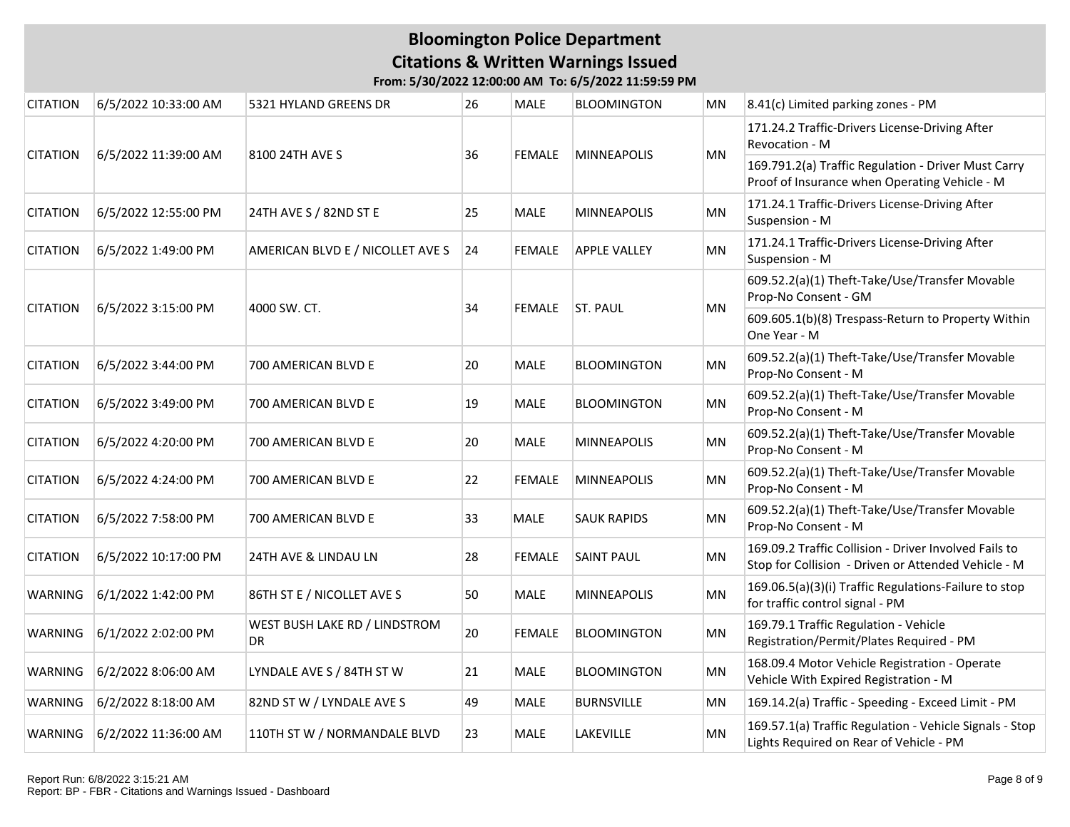# Bloomington Police Department
## Citations & Written Warnings Issued
**From: 5/30/2022 12:00:00 AM To: 6/5/2022 11:59:59 PM**

| | | | | | | | |
|---|---|---|---|---|---|---|---|
| CITATION | 6/5/2022 10:33:00 AM | 5321 HYLAND GREENS DR | 26 | MALE | BLOOMINGTON | MN | 8.41(c) Limited parking zones - PM |
| CITATION | 6/5/2022 11:39:00 AM | 8100 24TH AVE S | 36 | FEMALE | MINNEAPOLIS | MN | 171.24.2 Traffic-Drivers License-Driving After Revocation - M<br>169.791.2(a) Traffic Regulation - Driver Must Carry Proof of Insurance when Operating Vehicle - M |
| CITATION | 6/5/2022 12:55:00 PM | 24TH AVE S / 82ND ST E | 25 | MALE | MINNEAPOLIS | MN | 171.24.1 Traffic-Drivers License-Driving After Suspension - M |
| CITATION | 6/5/2022 1:49:00 PM | AMERICAN BLVD E / NICOLLET AVE S | 24 | FEMALE | APPLE VALLEY | MN | 171.24.1 Traffic-Drivers License-Driving After Suspension - M |
| CITATION | 6/5/2022 3:15:00 PM | 4000 SW. CT. | 34 | FEMALE | ST. PAUL | MN | 609.52.2(a)(1) Theft-Take/Use/Transfer Movable Prop-No Consent - GM<br>609.605.1(b)(8) Trespass-Return to Property Within One Year - M |
| CITATION | 6/5/2022 3:44:00 PM | 700 AMERICAN BLVD E | 20 | MALE | BLOOMINGTON | MN | 609.52.2(a)(1) Theft-Take/Use/Transfer Movable Prop-No Consent - M |
| CITATION | 6/5/2022 3:49:00 PM | 700 AMERICAN BLVD E | 19 | MALE | BLOOMINGTON | MN | 609.52.2(a)(1) Theft-Take/Use/Transfer Movable Prop-No Consent - M |
| CITATION | 6/5/2022 4:20:00 PM | 700 AMERICAN BLVD E | 20 | MALE | MINNEAPOLIS | MN | 609.52.2(a)(1) Theft-Take/Use/Transfer Movable Prop-No Consent - M |
| CITATION | 6/5/2022 4:24:00 PM | 700 AMERICAN BLVD E | 22 | FEMALE | MINNEAPOLIS | MN | 609.52.2(a)(1) Theft-Take/Use/Transfer Movable Prop-No Consent - M |
| CITATION | 6/5/2022 7:58:00 PM | 700 AMERICAN BLVD E | 33 | MALE | SAUK RAPIDS | MN | 609.52.2(a)(1) Theft-Take/Use/Transfer Movable Prop-No Consent - M |
| CITATION | 6/5/2022 10:17:00 PM | 24TH AVE & LINDAU LN | 28 | FEMALE | SAINT PAUL | MN | 169.09.2 Traffic Collision - Driver Involved Fails to Stop for Collision - Driven or Attended Vehicle - M |
| WARNING | 6/1/2022 1:42:00 PM | 86TH ST E / NICOLLET AVE S | 50 | MALE | MINNEAPOLIS | MN | 169.06.5(a)(3)(i) Traffic Regulations-Failure to stop for traffic control signal - PM |
| WARNING | 6/1/2022 2:02:00 PM | WEST BUSH LAKE RD / LINDSTROM DR | 20 | FEMALE | BLOOMINGTON | MN | 169.79.1 Traffic Regulation - Vehicle Registration/Permit/Plates Required - PM |
| WARNING | 6/2/2022 8:06:00 AM | LYNDALE AVE S / 84TH ST W | 21 | MALE | BLOOMINGTON | MN | 168.09.4 Motor Vehicle Registration - Operate Vehicle With Expired Registration - M |
| WARNING | 6/2/2022 8:18:00 AM | 82ND ST W / LYNDALE AVE S | 49 | MALE | BURNSVILLE | MN | 169.14.2(a) Traffic - Speeding - Exceed Limit - PM |
| WARNING | 6/2/2022 11:36:00 AM | 110TH ST W / NORMANDALE BLVD | 23 | MALE | LAKEVILLE | MN | 169.57.1(a) Traffic Regulation - Vehicle Signals - Stop Lights Required on Rear of Vehicle - PM |

Report Run: 6/8/2022 3:15:21 AM
Report: BP - FBR - Citations and Warnings Issued - Dashboard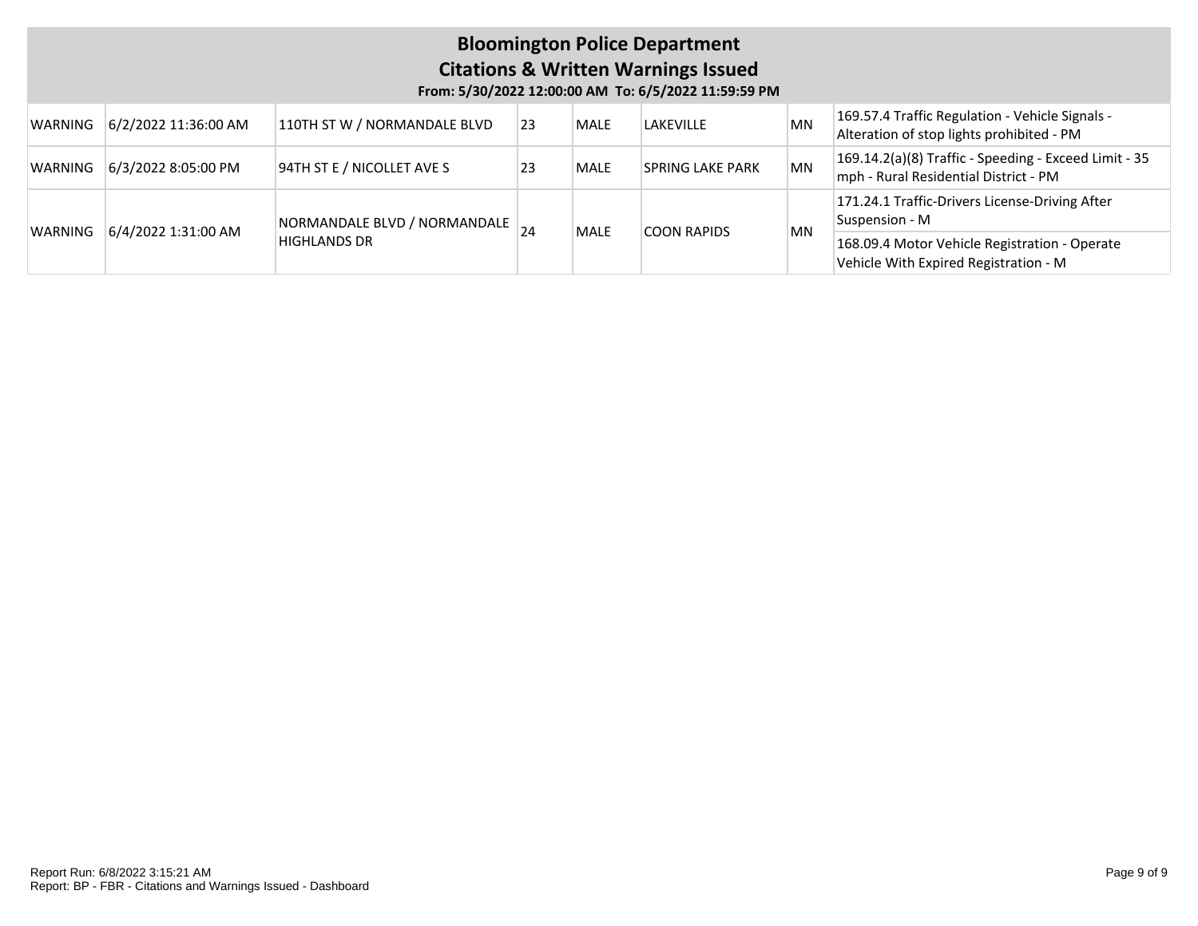# Bloomington Police Department

## Citations & Written Warnings Issued

**From: 5/30/2022 12:00:00 AM To: 6/5/2022 11:59:59 PM**

| | | | | | | | |
|---|---|---|---|---|---|---|---|
| WARNING | 6/2/2022 11:36:00 AM | 110TH ST W / NORMANDALE BLVD | 23 | MALE | LAKEVILLE | MN | 169.57.4 Traffic Regulation - Vehicle Signals - Alteration of stop lights prohibited - PM |
| WARNING | 6/3/2022 8:05:00 PM | 94TH ST E / NICOLLET AVE S | 23 | MALE | SPRING LAKE PARK | MN | 169.14.2(a)(8) Traffic - Speeding - Exceed Limit - 35 mph - Rural Residential District - PM |
| WARNING | 6/4/2022 1:31:00 AM | NORMANDALE BLVD / NORMANDALE HIGHLANDS DR | 24 | MALE | COON RAPIDS | MN | 171.24.1 Traffic-Drivers License-Driving After Suspension - M |
| | | | | | | | 168.09.4 Motor Vehicle Registration - Operate Vehicle With Expired Registration - M |

Report Run: 6/8/2022 3:15:21 AM
Report: BP - FBR - Citations and Warnings Issued - Dashboard